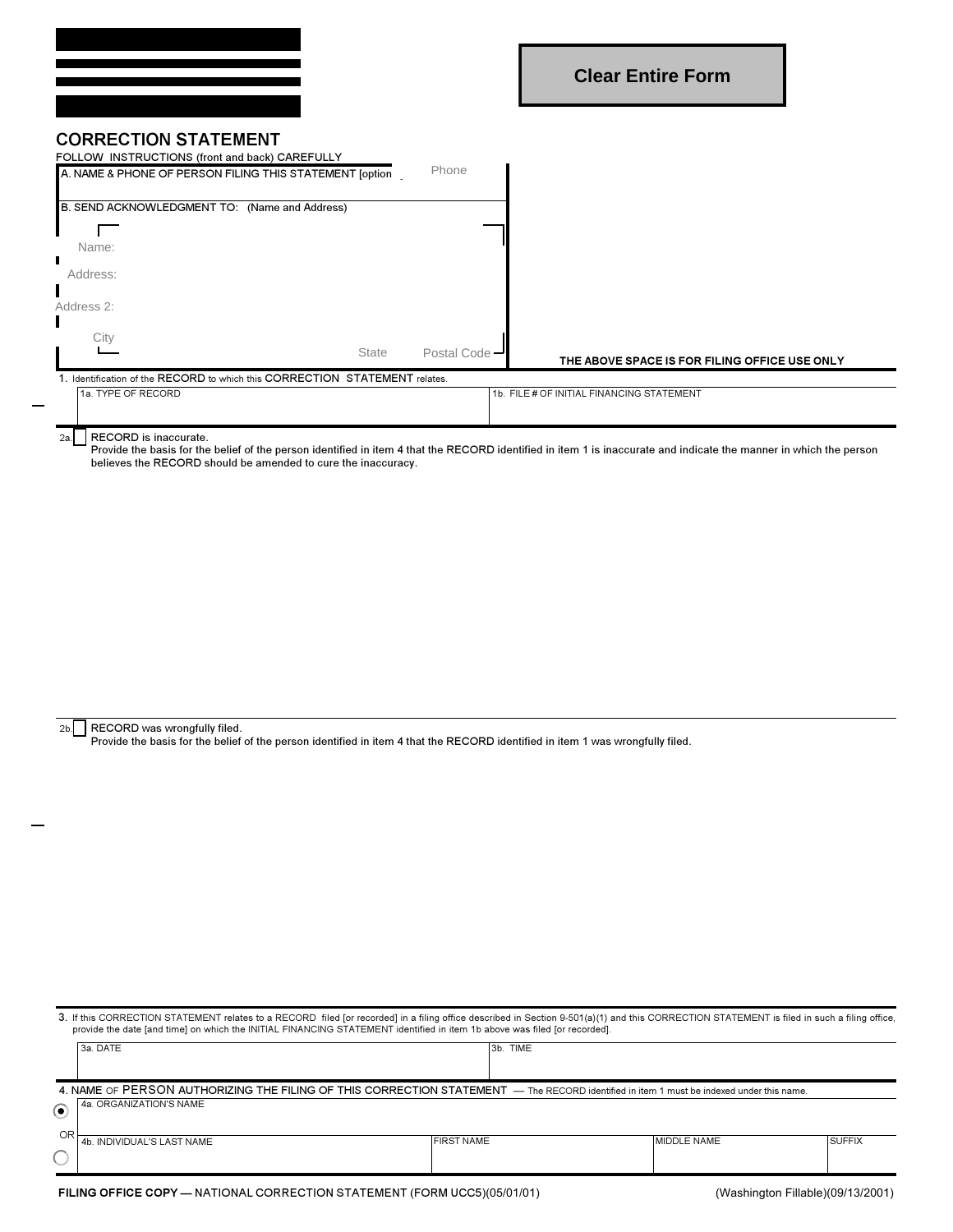Clear Entire Form

# CORRECTION STATEMENT

FOLLOW INSTRUCTIONS (front and back) CAREFULLY

A. NAME & PHONE OF PERSON FILING THIS STATEMENT [option   Phone

B. SEND ACKNOWLEDGMENT TO: (Name and Address)

Name:

Address:

Address 2:

City   State   Postal Code

THE ABOVE SPACE IS FOR FILING OFFICE USE ONLY

1. Identification of the RECORD to which this CORRECTION STATEMENT relates.

| 1a. TYPE OF RECORD | 1b. FILE # OF INITIAL FINANCING STATEMENT |
|---|---|
| | |

2a. ☐ RECORD is inaccurate.
Provide the basis for the belief of the person identified in item 4 that the RECORD identified in item 1 is inaccurate and indicate the manner in which the person believes the RECORD should be amended to cure the inaccuracy.

2b. ☐ RECORD was wrongfully filed.
Provide the basis for the belief of the person identified in item 4 that the RECORD identified in item 1 was wrongfully filed.

3. If this CORRECTION STATEMENT relates to a RECORD filed [or recorded] in a filing office described in Section 9-501(a)(1) and this CORRECTION STATEMENT is filed in such a filing office, provide the date [and time] on which the INITIAL FINANCING STATEMENT identified in item 1b above was filed [or recorded].

| 3a. DATE | 3b. TIME |
|---|---|
| | |

4. NAME OF PERSON AUTHORIZING THE FILING OF THIS CORRECTION STATEMENT — The RECORD identified in item 1 must be indexed under this name.

◉ 4a. ORGANIZATION'S NAME

OR

○

| 4b. INDIVIDUAL'S LAST NAME | FIRST NAME | MIDDLE NAME | SUFFIX |
|---|---|---|---|
| | | | |

FILING OFFICE COPY — NATIONAL CORRECTION STATEMENT (FORM UCC5)(05/01/01)   (Washington Fillable)(09/13/2001)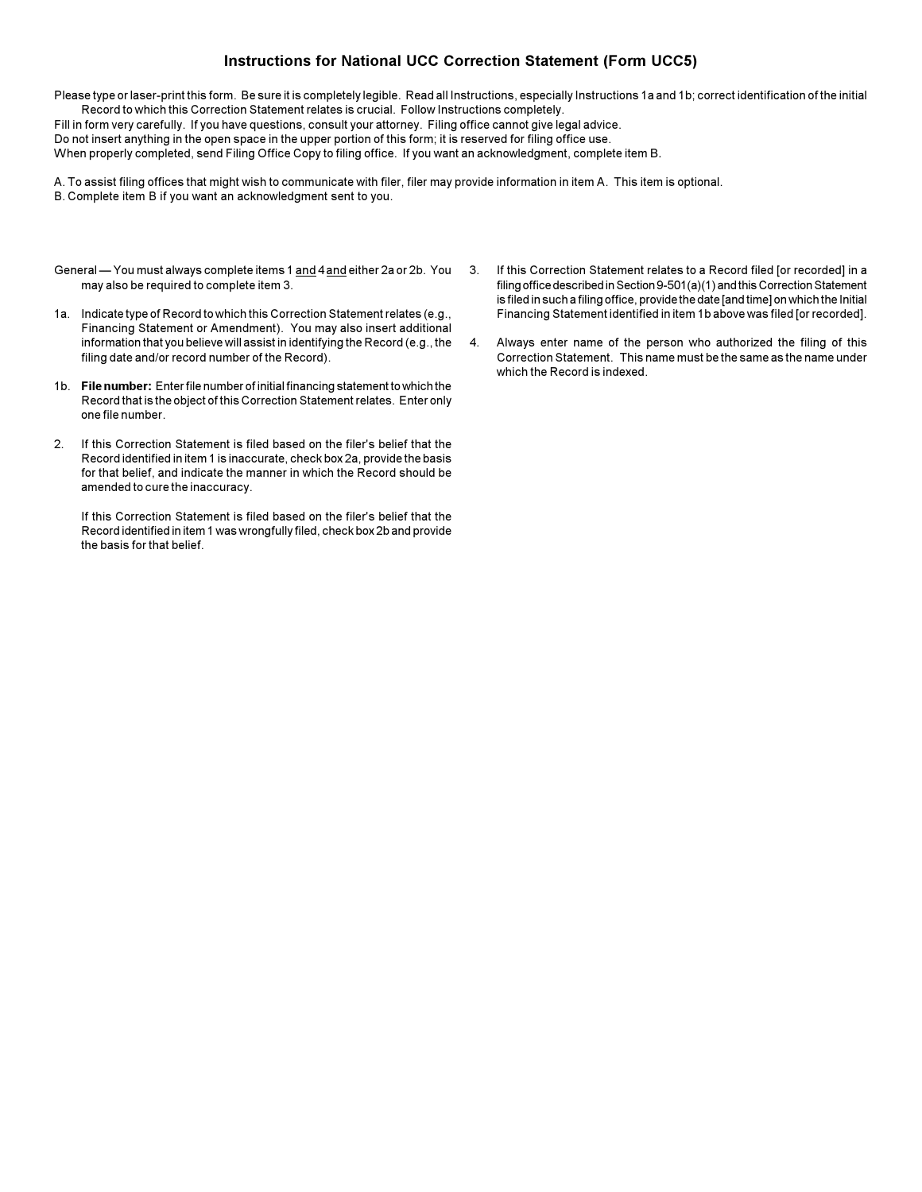## Instructions for National UCC Correction Statement (Form UCC5)

Please type or laser-print this form. Be sure it is completely legible. Read all Instructions, especially Instructions 1a and 1b; correct identification of the initial Record to which this Correction Statement relates is crucial. Follow Instructions completely.

Fill in form very carefully. If you have questions, consult your attorney. Filing office cannot give legal advice.

Do not insert anything in the open space in the upper portion of this form; it is reserved for filing office use.

When properly completed, send Filing Office Copy to filing office. If you want an acknowledgment, complete item B.

A. To assist filing offices that might wish to communicate with filer, filer may provide information in item A. This item is optional.

B. Complete item B if you want an acknowledgment sent to you.

General — You must always complete items 1 <u>and</u> 4 <u>and</u> either 2a or 2b. You may also be required to complete item 3.

1a. Indicate type of Record to which this Correction Statement relates (e.g., Financing Statement or Amendment). You may also insert additional information that you believe will assist in identifying the Record (e.g., the filing date and/or record number of the Record).

1b. **File number:** Enter file number of initial financing statement to which the Record that is the object of this Correction Statement relates. Enter only one file number.

2. If this Correction Statement is filed based on the filer's belief that the Record identified in item 1 is inaccurate, check box 2a, provide the basis for that belief, and indicate the manner in which the Record should be amended to cure the inaccuracy.

   If this Correction Statement is filed based on the filer's belief that the Record identified in item 1 was wrongfully filed, check box 2b and provide the basis for that belief.

3. If this Correction Statement relates to a Record filed [or recorded] in a filing office described in Section 9-501(a)(1) and this Correction Statement is filed in such a filing office, provide the date [and time] on which the Initial Financing Statement identified in item 1b above was filed [or recorded].

4. Always enter name of the person who authorized the filing of this Correction Statement. This name must be the same as the name under which the Record is indexed.